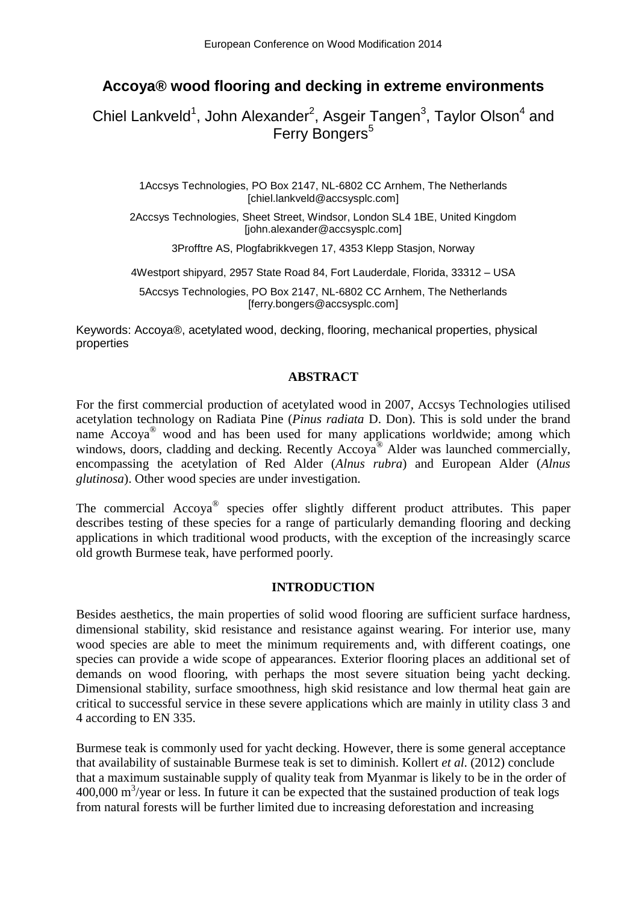# Accoya® wood flooring and decking in extreme environments

Chiel Lankveld[1], John Alexander[2], Asgeir Tangen[3], Taylor Olson[4] and Ferry Bongers[5]

1Accsys Technologies, PO Box 2147, NL-6802 CC Arnhem, The Netherlands [chiel.lankveld@accsysplc.com]

2Accsys Technologies, Sheet Street, Windsor, London SL4 1BE, United Kingdom [john.alexander@accsysplc.com]

3Profftre AS, Plogfabrikkvegen 17, 4353 Klepp Stasjon, Norway

4Westport shipyard, 2957 State Road 84, Fort Lauderdale, Florida, 33312 – USA

5Accsys Technologies, PO Box 2147, NL-6802 CC Arnhem, The Netherlands [ferry.bongers@accsysplc.com]

Keywords: Accoya®, acetylated wood, decking, flooring, mechanical properties, physical properties

## ABSTRACT

For the first commercial production of acetylated wood in 2007, Accsys Technologies utilised acetylation technology on Radiata Pine (*Pinus radiata* D. Don). This is sold under the brand name Accoya® wood and has been used for many applications worldwide; among which windows, doors, cladding and decking. Recently Accoya® Alder was launched commercially, encompassing the acetylation of Red Alder (*Alnus rubra*) and European Alder (*Alnus glutinosa*). Other wood species are under investigation.

The commercial Accoya® species offer slightly different product attributes. This paper describes testing of these species for a range of particularly demanding flooring and decking applications in which traditional wood products, with the exception of the increasingly scarce old growth Burmese teak, have performed poorly.

## INTRODUCTION

Besides aesthetics, the main properties of solid wood flooring are sufficient surface hardness, dimensional stability, skid resistance and resistance against wearing. For interior use, many wood species are able to meet the minimum requirements and, with different coatings, one species can provide a wide scope of appearances. Exterior flooring places an additional set of demands on wood flooring, with perhaps the most severe situation being yacht decking. Dimensional stability, surface smoothness, high skid resistance and low thermal heat gain are critical to successful service in these severe applications which are mainly in utility class 3 and 4 according to EN 335.

Burmese teak is commonly used for yacht decking. However, there is some general acceptance that availability of sustainable Burmese teak is set to diminish. Kollert *et al.* (2012) conclude that a maximum sustainable supply of quality teak from Myanmar is likely to be in the order of 400,000 $m^3$/year or less. In future it can be expected that the sustained production of teak logs from natural forests will be further limited due to increasing deforestation and increasing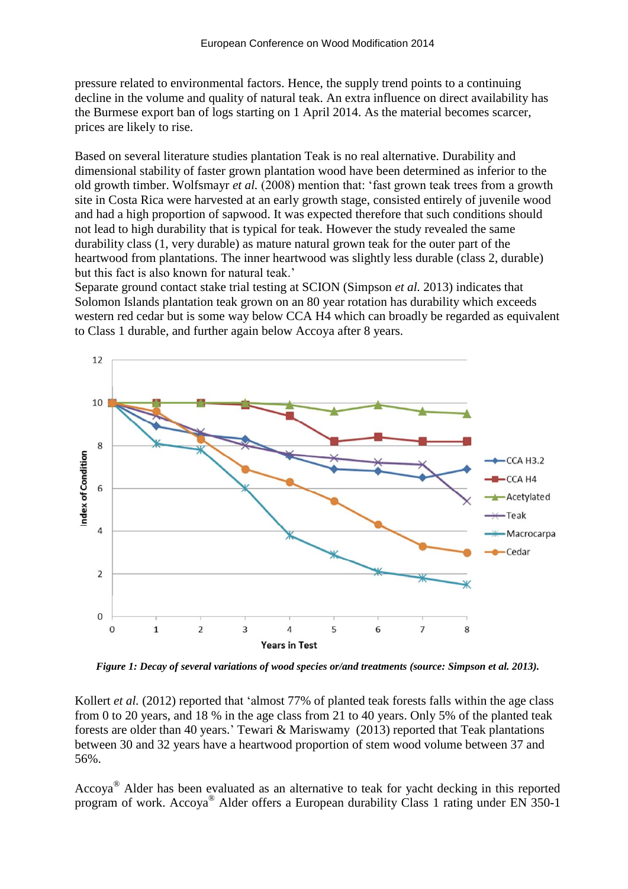pressure related to environmental factors. Hence, the supply trend points to a continuing decline in the volume and quality of natural teak. An extra influence on direct availability has the Burmese export ban of logs starting on 1 April 2014. As the material becomes scarcer, prices are likely to rise.

Based on several literature studies plantation Teak is no real alternative. Durability and dimensional stability of faster grown plantation wood have been determined as inferior to the old growth timber. Wolfsmayr *et al.* (2008) mention that: 'fast grown teak trees from a growth site in Costa Rica were harvested at an early growth stage, consisted entirely of juvenile wood and had a high proportion of sapwood. It was expected therefore that such conditions should not lead to high durability that is typical for teak. However the study revealed the same durability class (1, very durable) as mature natural grown teak for the outer part of the heartwood from plantations. The inner heartwood was slightly less durable (class 2, durable) but this fact is also known for natural teak.'
Separate ground contact stake trial testing at SCION (Simpson *et al.* 2013) indicates that Solomon Islands plantation teak grown on an 80 year rotation has durability which exceeds western red cedar but is some way below CCA H4 which can broadly be regarded as equivalent to Class 1 durable, and further again below Accoya after 8 years.

***Figure 1: Decay of several variations of wood species or/and treatments (source: Simpson et al. 2013).***

Kollert *et al.* (2012) reported that 'almost 77% of planted teak forests falls within the age class from 0 to 20 years, and 18 % in the age class from 21 to 40 years. Only 5% of the planted teak forests are older than 40 years.' Tewari & Mariswamy (2013) reported that Teak plantations between 30 and 32 years have a heartwood proportion of stem wood volume between 37 and 56%.

Accoya® Alder has been evaluated as an alternative to teak for yacht decking in this reported program of work. Accoya® Alder offers a European durability Class 1 rating under EN 350-1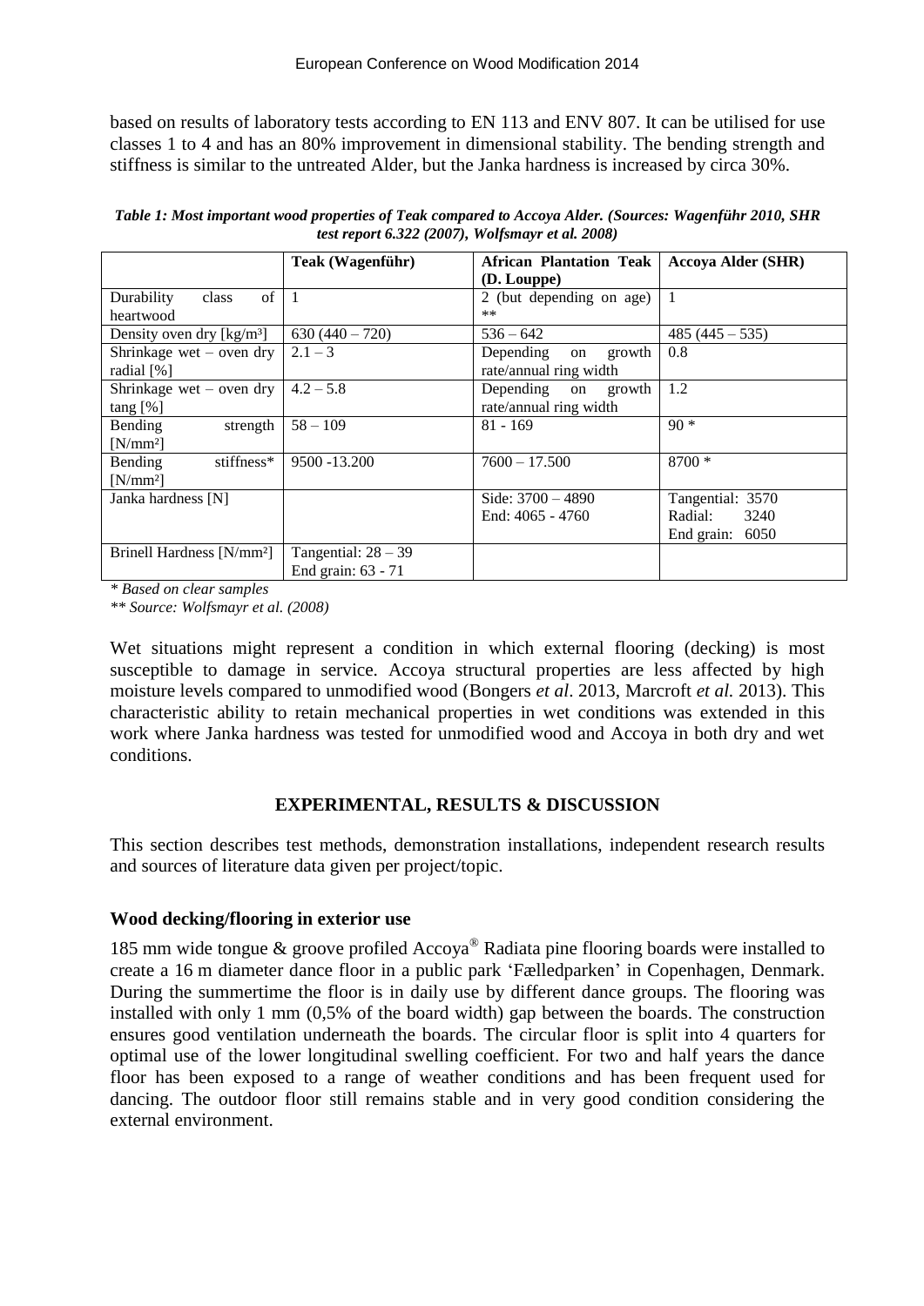based on results of laboratory tests according to EN 113 and ENV 807. It can be utilised for use classes 1 to 4 and has an 80% improvement in dimensional stability. The bending strength and stiffness is similar to the untreated Alder, but the Janka hardness is increased by circa 30%.

***Table 1: Most important wood properties of Teak compared to Accoya Alder. (Sources: Wagenführ 2010, SHR test report 6.322 (2007), Wolfsmayr et al. 2008)***

| | **Teak (Wagenführ)** | **African Plantation Teak (D. Louppe)** | **Accoya Alder (SHR)** |
|---|---|---|---|
| Durability class of heartwood | 1 | 2 (but depending on age) ** | 1 |
| Density oven dry [kg/m³] | 630 (440 – 720) | 536 – 642 | 485 (445 – 535) |
| Shrinkage wet – oven dry radial [%] | 2.1 – 3 | Depending on growth rate/annual ring width | 0.8 |
| Shrinkage wet – oven dry tang [%] | 4.2 – 5.8 | Depending on growth rate/annual ring width | 1.2 |
| Bending strength [N/mm²] | 58 – 109 | 81 - 169 | 90 * |
| Bending stiffness* [N/mm²] | 9500 -13.200 | 7600 – 17.500 | 8700 * |
| Janka hardness [N] | | Side: 3700 – 4890<br>End: 4065 - 4760 | Tangential: 3570<br>Radial: 3240<br>End grain: 6050 |
| Brinell Hardness [N/mm²] | Tangential: 28 – 39<br>End grain: 63 - 71 | | |

*\* Based on clear samples*

*\*\* Source: Wolfsmayr et al. (2008)*

Wet situations might represent a condition in which external flooring (decking) is most susceptible to damage in service. Accoya structural properties are less affected by high moisture levels compared to unmodified wood (Bongers *et al*. 2013, Marcroft *et al.* 2013). This characteristic ability to retain mechanical properties in wet conditions was extended in this work where Janka hardness was tested for unmodified wood and Accoya in both dry and wet conditions.

## EXPERIMENTAL, RESULTS & DISCUSSION

This section describes test methods, demonstration installations, independent research results and sources of literature data given per project/topic.

### Wood decking/flooring in exterior use

185 mm wide tongue & groove profiled Accoya® Radiata pine flooring boards were installed to create a 16 m diameter dance floor in a public park 'Fælledparken' in Copenhagen, Denmark. During the summertime the floor is in daily use by different dance groups. The flooring was installed with only 1 mm (0,5% of the board width) gap between the boards. The construction ensures good ventilation underneath the boards. The circular floor is split into 4 quarters for optimal use of the lower longitudinal swelling coefficient. For two and half years the dance floor has been exposed to a range of weather conditions and has been frequent used for dancing. The outdoor floor still remains stable and in very good condition considering the external environment.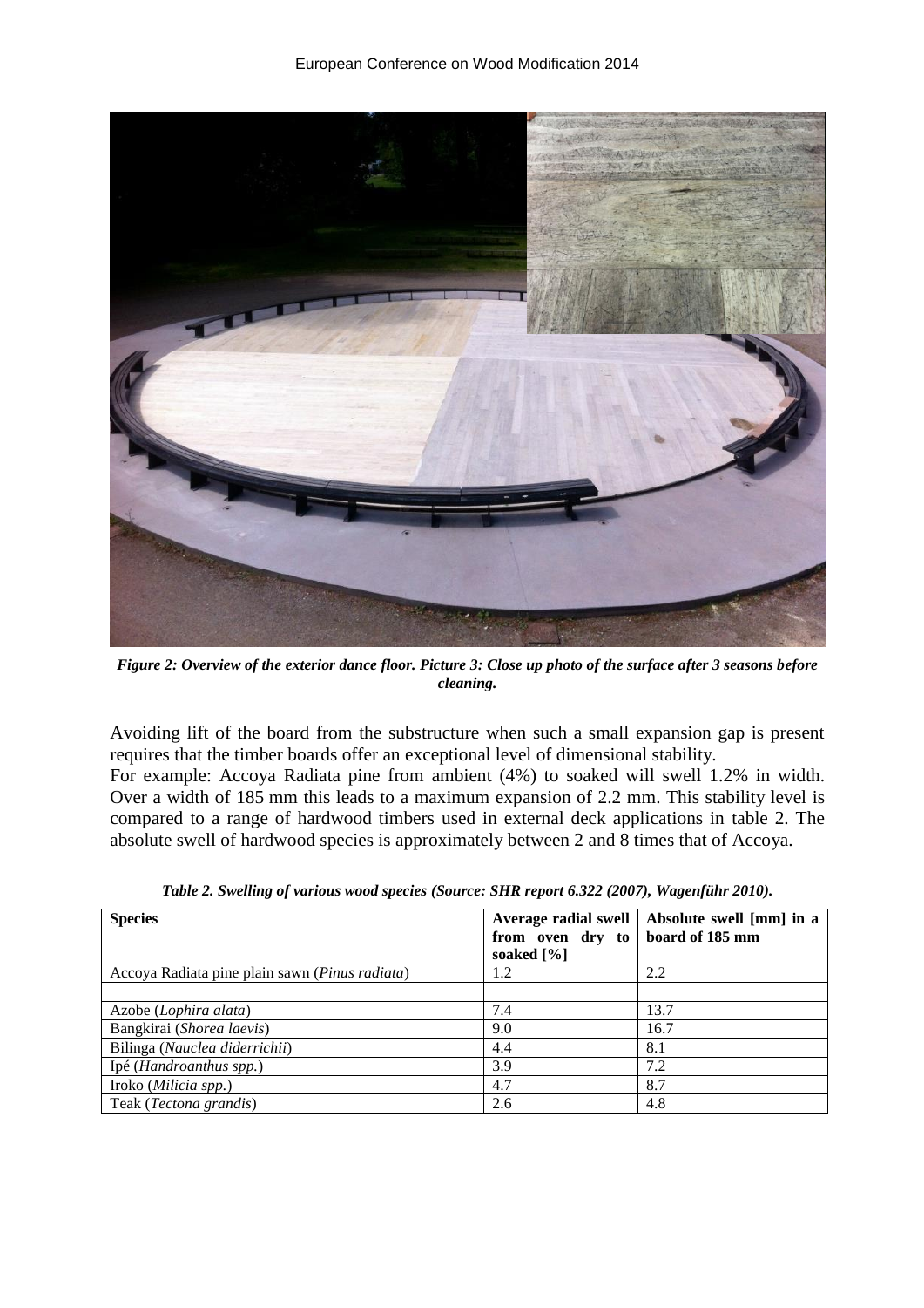*Figure 2: Overview of the exterior dance floor. Picture 3: Close up photo of the surface after 3 seasons before cleaning.*

Avoiding lift of the board from the substructure when such a small expansion gap is present requires that the timber boards offer an exceptional level of dimensional stability.

For example: Accoya Radiata pine from ambient (4%) to soaked will swell 1.2% in width. Over a width of 185 mm this leads to a maximum expansion of 2.2 mm. This stability level is compared to a range of hardwood timbers used in external deck applications in table 2. The absolute swell of hardwood species is approximately between 2 and 8 times that of Accoya.

***Table 2. Swelling of various wood species (Source: SHR report 6.322 (2007), Wagenführ 2010).***

| **Species** | **Average radial swell from oven dry to soaked [%]** | **Absolute swell [mm] in a board of 185 mm** |
|---|---|---|
| Accoya Radiata pine plain sawn (*Pinus radiata*) | 1.2 | 2.2 |
| | | |
| Azobe (*Lophira alata*) | 7.4 | 13.7 |
| Bangkirai (*Shorea laevis*) | 9.0 | 16.7 |
| Bilinga (*Nauclea diderrichii*) | 4.4 | 8.1 |
| Ipé (*Handroanthus spp.*) | 3.9 | 7.2 |
| Iroko (*Milicia spp.*) | 4.7 | 8.7 |
| Teak (*Tectona grandis*) | 2.6 | 4.8 |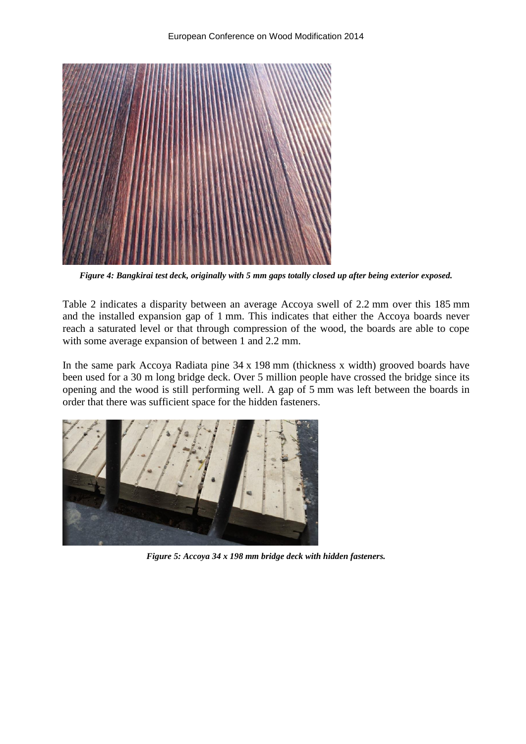*Figure 4: Bangkirai test deck, originally with 5 mm gaps totally closed up after being exterior exposed.*

Table 2 indicates a disparity between an average Accoya swell of 2.2 mm over this 185 mm and the installed expansion gap of 1 mm. This indicates that either the Accoya boards never reach a saturated level or that through compression of the wood, the boards are able to cope with some average expansion of between 1 and 2.2 mm.

In the same park Accoya Radiata pine 34 x 198 mm (thickness x width) grooved boards have been used for a 30 m long bridge deck. Over 5 million people have crossed the bridge since its opening and the wood is still performing well. A gap of 5 mm was left between the boards in order that there was sufficient space for the hidden fasteners.

*Figure 5: Accoya 34 x 198 mm bridge deck with hidden fasteners.*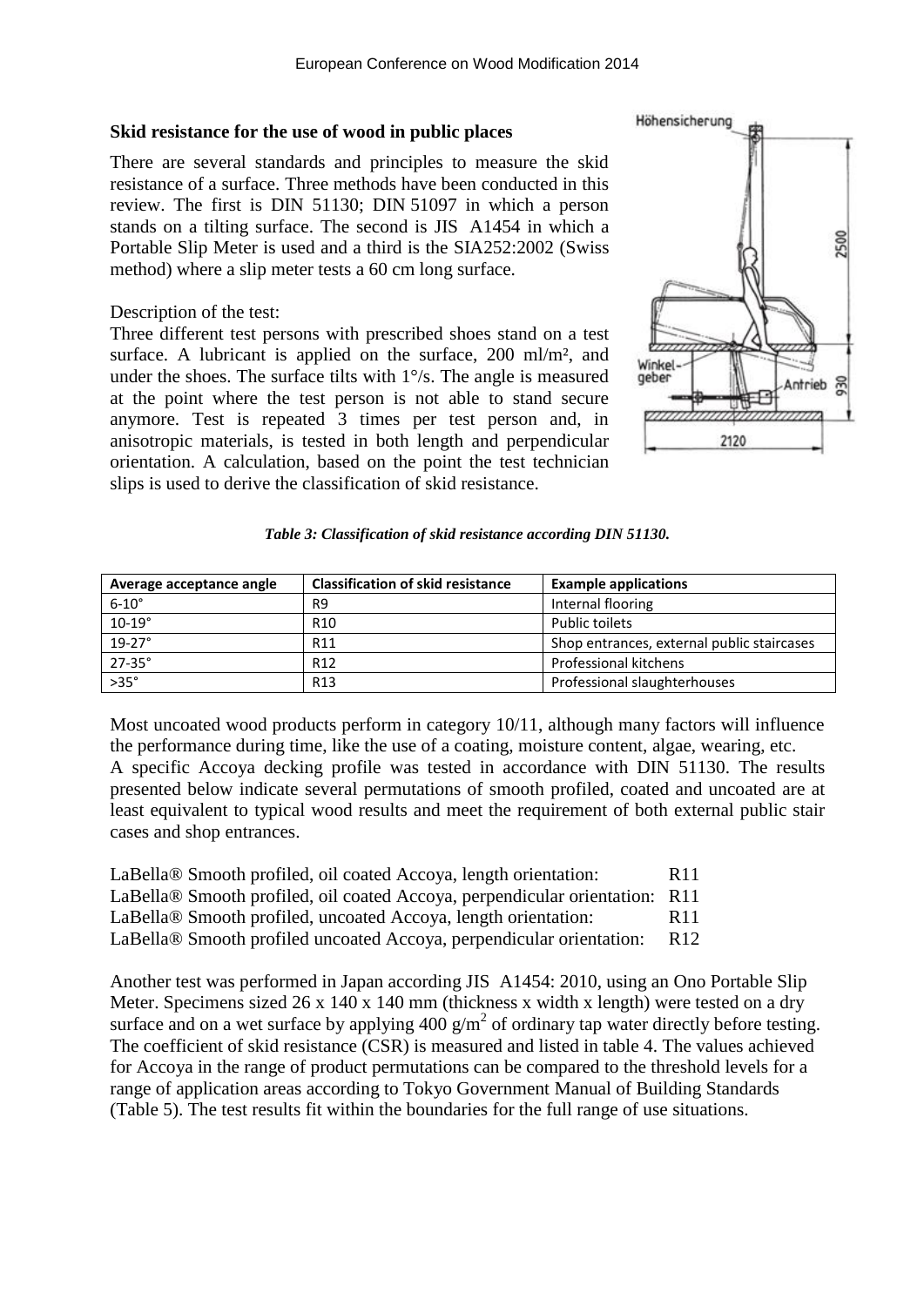### Skid resistance for the use of wood in public places

There are several standards and principles to measure the skid resistance of a surface. Three methods have been conducted in this review. The first is DIN 51130; DIN 51097 in which a person stands on a tilting surface. The second is JIS A1454 in which a Portable Slip Meter is used and a third is the SIA252:2002 (Swiss method) where a slip meter tests a 60 cm long surface.

Description of the test:

Three different test persons with prescribed shoes stand on a test surface. A lubricant is applied on the surface, 200 ml/m², and under the shoes. The surface tilts with 1°/s. The angle is measured at the point where the test person is not able to stand secure anymore. Test is repeated 3 times per test person and, in anisotropic materials, is tested in both length and perpendicular orientation. A calculation, based on the point the test technician slips is used to derive the classification of skid resistance.

*Table 3: Classification of skid resistance according DIN 51130.*

| Average acceptance angle | Classification of skid resistance | Example applications |
|---|---|---|
| 6-10° | R9 | Internal flooring |
| 10-19° | R10 | Public toilets |
| 19-27° | R11 | Shop entrances, external public staircases |
| 27-35° | R12 | Professional kitchens |
| >35° | R13 | Professional slaughterhouses |

Most uncoated wood products perform in category 10/11, although many factors will influence the performance during time, like the use of a coating, moisture content, algae, wearing, etc.
A specific Accoya decking profile was tested in accordance with DIN 51130. The results presented below indicate several permutations of smooth profiled, coated and uncoated are at least equivalent to typical wood results and meet the requirement of both external public stair cases and shop entrances.

LaBella® Smooth profiled, oil coated Accoya, length orientation: R11
LaBella® Smooth profiled, oil coated Accoya, perpendicular orientation: R11
LaBella® Smooth profiled, uncoated Accoya, length orientation: R11
LaBella® Smooth profiled uncoated Accoya, perpendicular orientation: R12

Another test was performed in Japan according JIS A1454: 2010, using an Ono Portable Slip Meter. Specimens sized 26 x 140 x 140 mm (thickness x width x length) were tested on a dry surface and on a wet surface by applying 400 $g/m^2$ of ordinary tap water directly before testing. The coefficient of skid resistance (CSR) is measured and listed in table 4. The values achieved for Accoya in the range of product permutations can be compared to the threshold levels for a range of application areas according to Tokyo Government Manual of Building Standards (Table 5). The test results fit within the boundaries for the full range of use situations.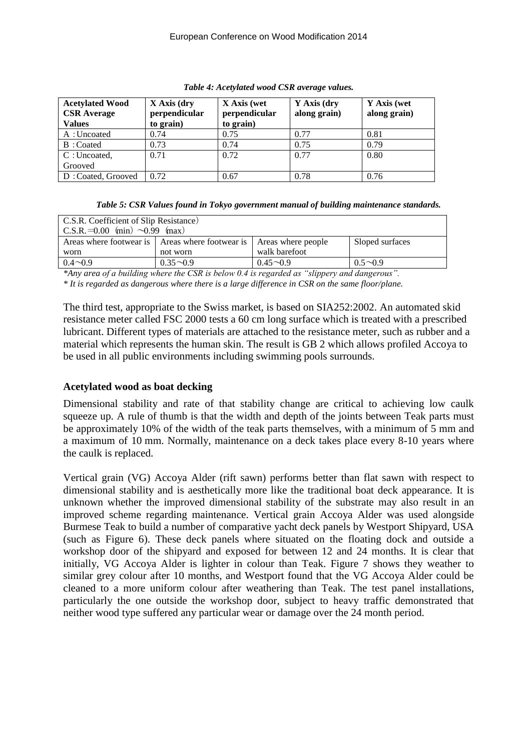*Table 4: Acetylated wood CSR average values.*

| Acetylated Wood CSR Average Values | X Axis (dry perpendicular to grain) | X Axis (wet perpendicular to grain) | Y Axis (dry along grain) | Y Axis (wet along grain) |
|---|---|---|---|---|
| A：Uncoated | 0.74 | 0.75 | 0.77 | 0.81 |
| B：Coated | 0.73 | 0.74 | 0.75 | 0.79 |
| C：Uncoated, Grooved | 0.71 | 0.72 | 0.77 | 0.80 |
| D：Coated, Grooved | 0.72 | 0.67 | 0.78 | 0.76 |

*Table 5: CSR Values found in Tokyo government manual of building maintenance standards.*

| C.S.R. Coefficient of Slip Resistance）C.S.R.＝0.00（min）～0.99（max） | | | |
|---|---|---|---|
| Areas where footwear is worn | Areas where footwear is not worn | Areas where people walk barefoot | Sloped surfaces |
| 0.4～0.9 | 0.35～0.9 | 0.45～0.9 | 0.5～0.9 |

*\*Any area of a building where the CSR is below 0.4 is regarded as "slippery and dangerous".*

*\* It is regarded as dangerous where there is a large difference in CSR on the same floor/plane.*

The third test, appropriate to the Swiss market, is based on SIA252:2002. An automated skid resistance meter called FSC 2000 tests a 60 cm long surface which is treated with a prescribed lubricant. Different types of materials are attached to the resistance meter, such as rubber and a material which represents the human skin. The result is GB 2 which allows profiled Accoya to be used in all public environments including swimming pools surrounds.

## Acetylated wood as boat decking

Dimensional stability and rate of that stability change are critical to achieving low caulk squeeze up. A rule of thumb is that the width and depth of the joints between Teak parts must be approximately 10% of the width of the teak parts themselves, with a minimum of 5 mm and a maximum of 10 mm. Normally, maintenance on a deck takes place every 8-10 years where the caulk is replaced.

Vertical grain (VG) Accoya Alder (rift sawn) performs better than flat sawn with respect to dimensional stability and is aesthetically more like the traditional boat deck appearance. It is unknown whether the improved dimensional stability of the substrate may also result in an improved scheme regarding maintenance. Vertical grain Accoya Alder was used alongside Burmese Teak to build a number of comparative yacht deck panels by Westport Shipyard, USA (such as Figure 6). These deck panels where situated on the floating dock and outside a workshop door of the shipyard and exposed for between 12 and 24 months. It is clear that initially, VG Accoya Alder is lighter in colour than Teak. Figure 7 shows they weather to similar grey colour after 10 months, and Westport found that the VG Accoya Alder could be cleaned to a more uniform colour after weathering than Teak. The test panel installations, particularly the one outside the workshop door, subject to heavy traffic demonstrated that neither wood type suffered any particular wear or damage over the 24 month period.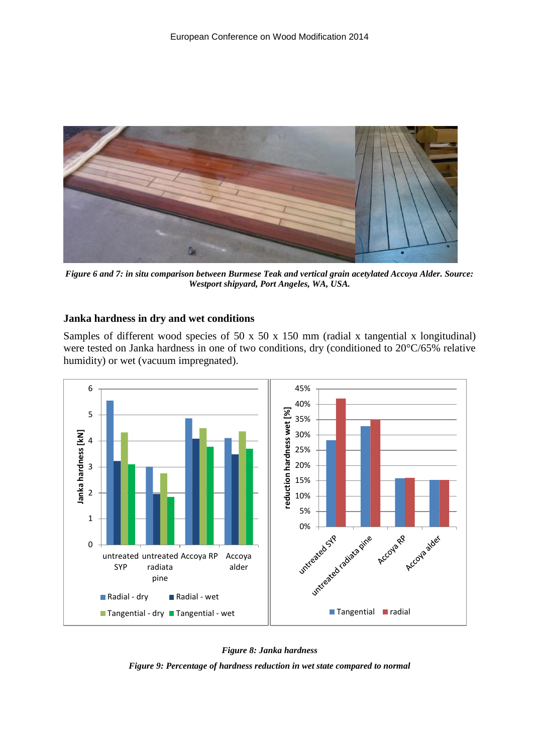*Figure 6 and 7: in situ comparison between Burmese Teak and vertical grain acetylated Accoya Alder. Source: Westport shipyard, Port Angeles, WA, USA.*

### Janka hardness in dry and wet conditions

Samples of different wood species of 50 x 50 x 150 mm (radial x tangential x longitudinal) were tested on Janka hardness in one of two conditions, dry (conditioned to 20°C/65% relative humidity) or wet (vacuum impregnated).

*Figure 8: Janka hardness*

*Figure 9: Percentage of hardness reduction in wet state compared to normal*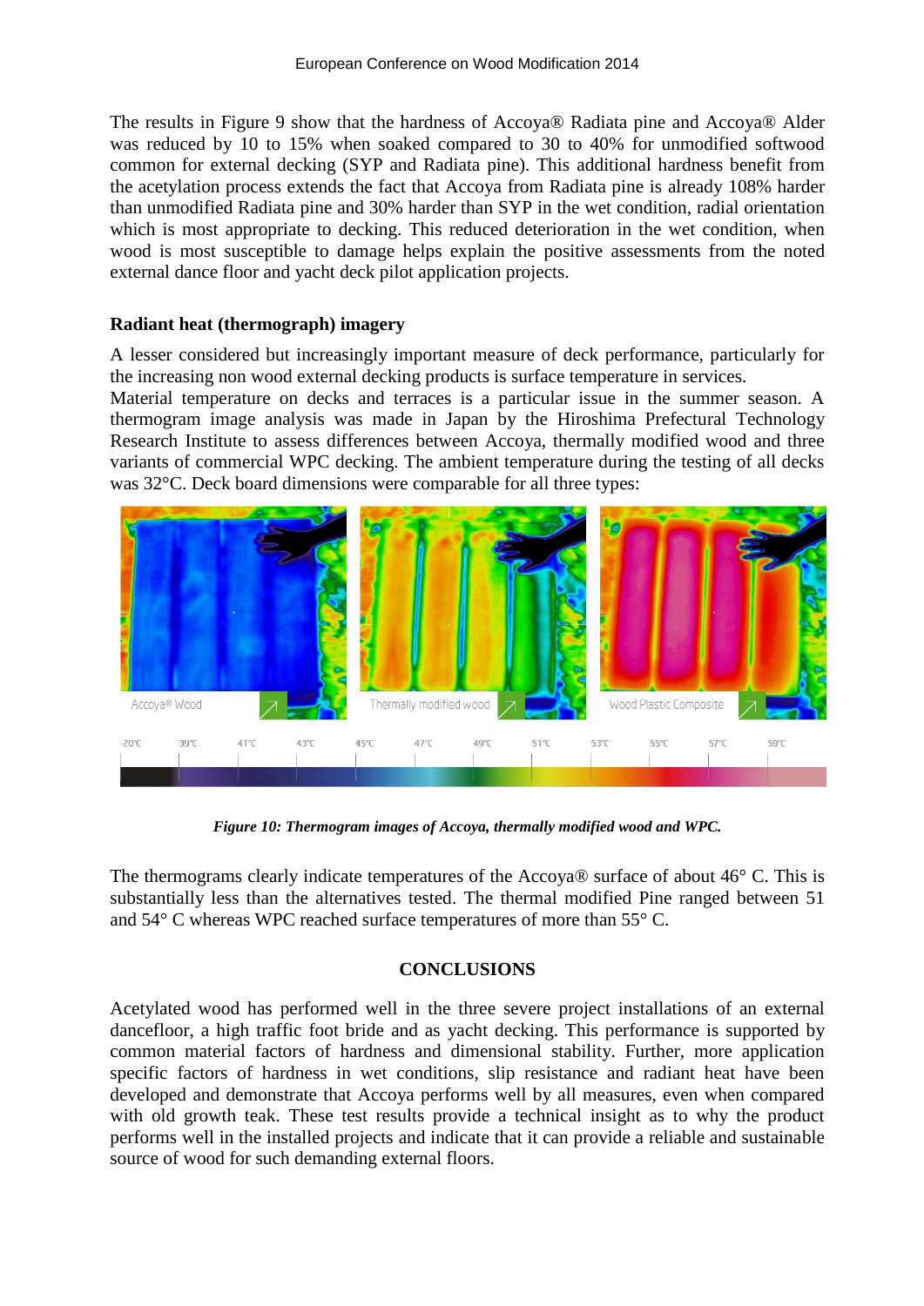The results in Figure 9 show that the hardness of Accoya® Radiata pine and Accoya® Alder was reduced by 10 to 15% when soaked compared to 30 to 40% for unmodified softwood common for external decking (SYP and Radiata pine). This additional hardness benefit from the acetylation process extends the fact that Accoya from Radiata pine is already 108% harder than unmodified Radiata pine and 30% harder than SYP in the wet condition, radial orientation which is most appropriate to decking. This reduced deterioration in the wet condition, when wood is most susceptible to damage helps explain the positive assessments from the noted external dance floor and yacht deck pilot application projects.

### Radiant heat (thermograph) imagery

A lesser considered but increasingly important measure of deck performance, particularly for the increasing non wood external decking products is surface temperature in services.
Material temperature on decks and terraces is a particular issue in the summer season. A thermogram image analysis was made in Japan by the Hiroshima Prefectural Technology Research Institute to assess differences between Accoya, thermally modified wood and three variants of commercial WPC decking. The ambient temperature during the testing of all decks was 32°C. Deck board dimensions were comparable for all three types:

*Figure 10: Thermogram images of Accoya, thermally modified wood and WPC.*

The thermograms clearly indicate temperatures of the Accoya® surface of about 46° C. This is substantially less than the alternatives tested. The thermal modified Pine ranged between 51 and 54° C whereas WPC reached surface temperatures of more than 55° C.

## CONCLUSIONS

Acetylated wood has performed well in the three severe project installations of an external dancefloor, a high traffic foot bride and as yacht decking. This performance is supported by common material factors of hardness and dimensional stability. Further, more application specific factors of hardness in wet conditions, slip resistance and radiant heat have been developed and demonstrate that Accoya performs well by all measures, even when compared with old growth teak. These test results provide a technical insight as to why the product performs well in the installed projects and indicate that it can provide a reliable and sustainable source of wood for such demanding external floors.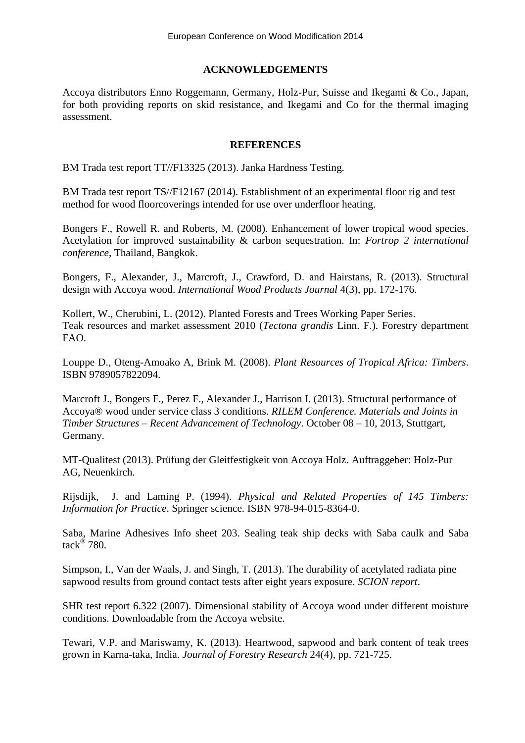## ACKNOWLEDGEMENTS

Accoya distributors Enno Roggemann, Germany, Holz-Pur, Suisse and Ikegami & Co., Japan, for both providing reports on skid resistance, and Ikegami and Co for the thermal imaging assessment.

## REFERENCES

BM Trada test report TT//F13325 (2013). Janka Hardness Testing.

BM Trada test report TS//F12167 (2014). Establishment of an experimental floor rig and test method for wood floorcoverings intended for use over underfloor heating.

Bongers F., Rowell R. and Roberts, M. (2008). Enhancement of lower tropical wood species. Acetylation for improved sustainability & carbon sequestration. In: *Fortrop 2 international conference*, Thailand, Bangkok.

Bongers, F., Alexander, J., Marcroft, J., Crawford, D. and Hairstans, R. (2013). Structural design with Accoya wood. *International Wood Products Journal* 4(3), pp. 172-176.

Kollert, W., Cherubini, L. (2012). Planted Forests and Trees Working Paper Series. Teak resources and market assessment 2010 (*Tectona grandis* Linn. F.). Forestry department FAO.

Louppe D., Oteng-Amoako A, Brink M. (2008). *Plant Resources of Tropical Africa: Timbers*. ISBN 9789057822094.

Marcroft J., Bongers F., Perez F., Alexander J., Harrison I. (2013). Structural performance of Accoya® wood under service class 3 conditions. *RILEM Conference. Materials and Joints in Timber Structures – Recent Advancement of Technology*. October 08 – 10, 2013, Stuttgart, Germany.

MT-Qualitest (2013). Prüfung der Gleitfestigkeit von Accoya Holz. Auftraggeber: Holz-Pur AG, Neuenkirch.

Rijsdijk, J. and Laming P. (1994). *Physical and Related Properties of 145 Timbers: Information for Practice*. Springer science. ISBN 978-94-015-8364-0.

Saba, Marine Adhesives Info sheet 203. Sealing teak ship decks with Saba caulk and Saba tack® 780.

Simpson, I., Van der Waals, J. and Singh, T. (2013). The durability of acetylated radiata pine sapwood results from ground contact tests after eight years exposure. *SCION report*.

SHR test report 6.322 (2007). Dimensional stability of Accoya wood under different moisture conditions. Downloadable from the Accoya website.

Tewari, V.P. and Mariswamy, K. (2013). Heartwood, sapwood and bark content of teak trees grown in Karna-taka, India. *Journal of Forestry Research* 24(4), pp. 721-725.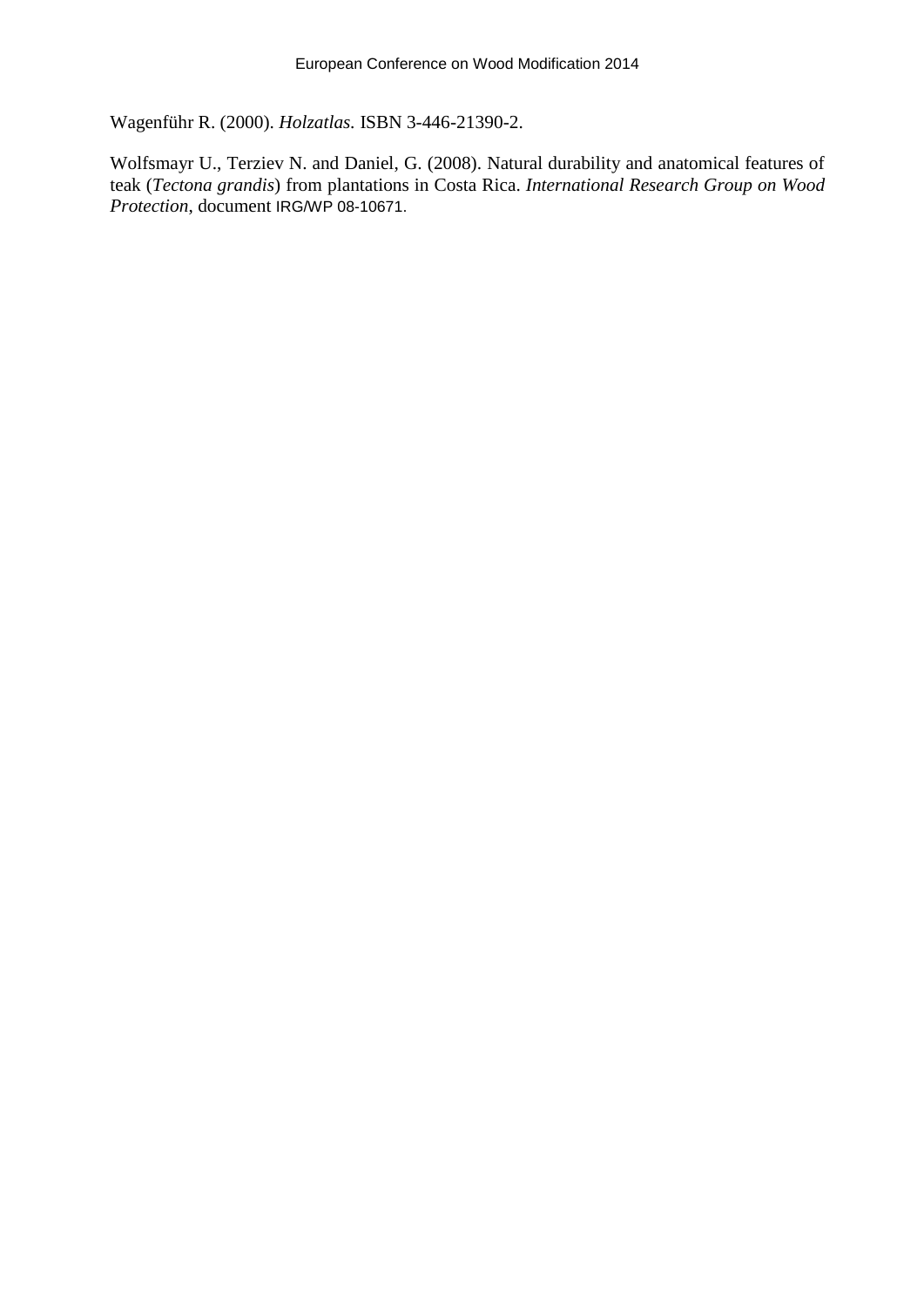Wagenführ R. (2000). *Holzatlas.* ISBN 3-446-21390-2.

Wolfsmayr U., Terziev N. and Daniel, G. (2008). Natural durability and anatomical features of teak (*Tectona grandis*) from plantations in Costa Rica. *International Research Group on Wood Protection*, document IRG/WP 08-10671.